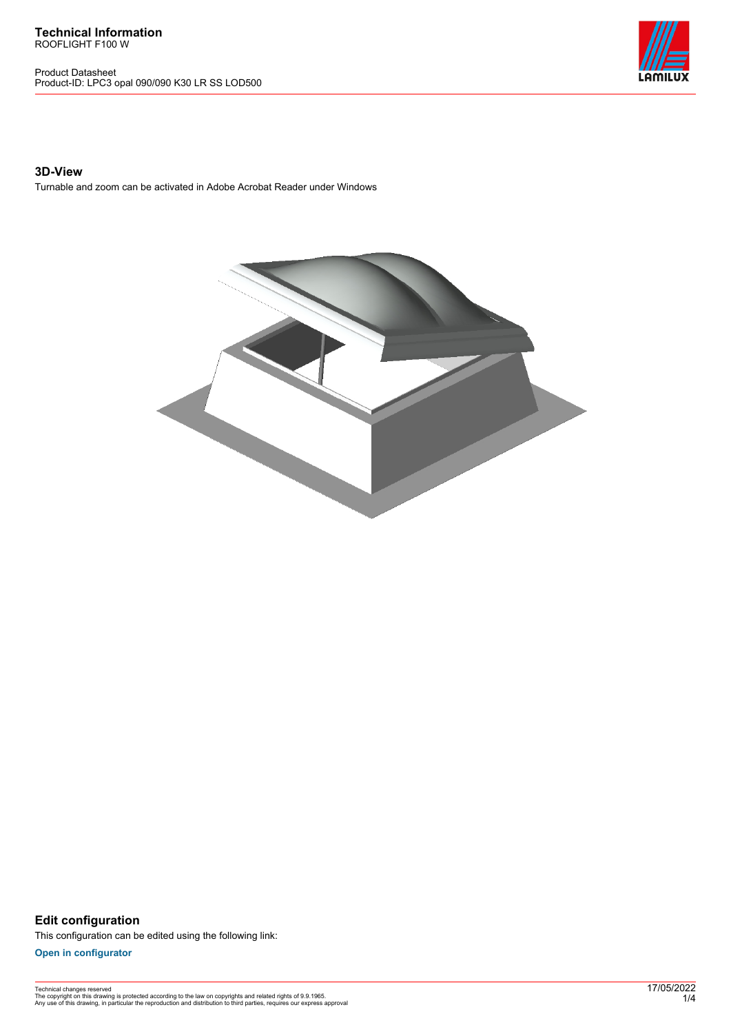# Technical Information

ROOFLIGHT F100 W

Product Datasheet
Product-ID: LPC3 opal 090/090 K30 LR SS LOD500

## 3D-View

Turnable and zoom can be activated in Adobe Acrobat Reader under Windows

## Edit configuration

This configuration can be edited using the following link:

**Open in configurator**

Technical changes reserved
The copyright on this drawing is protected according to the law on copyrights and related rights of 9.9.1965.
Any use of this drawing, in particular the reproduction and distribution to third parties, requires our express approval

17/05/2022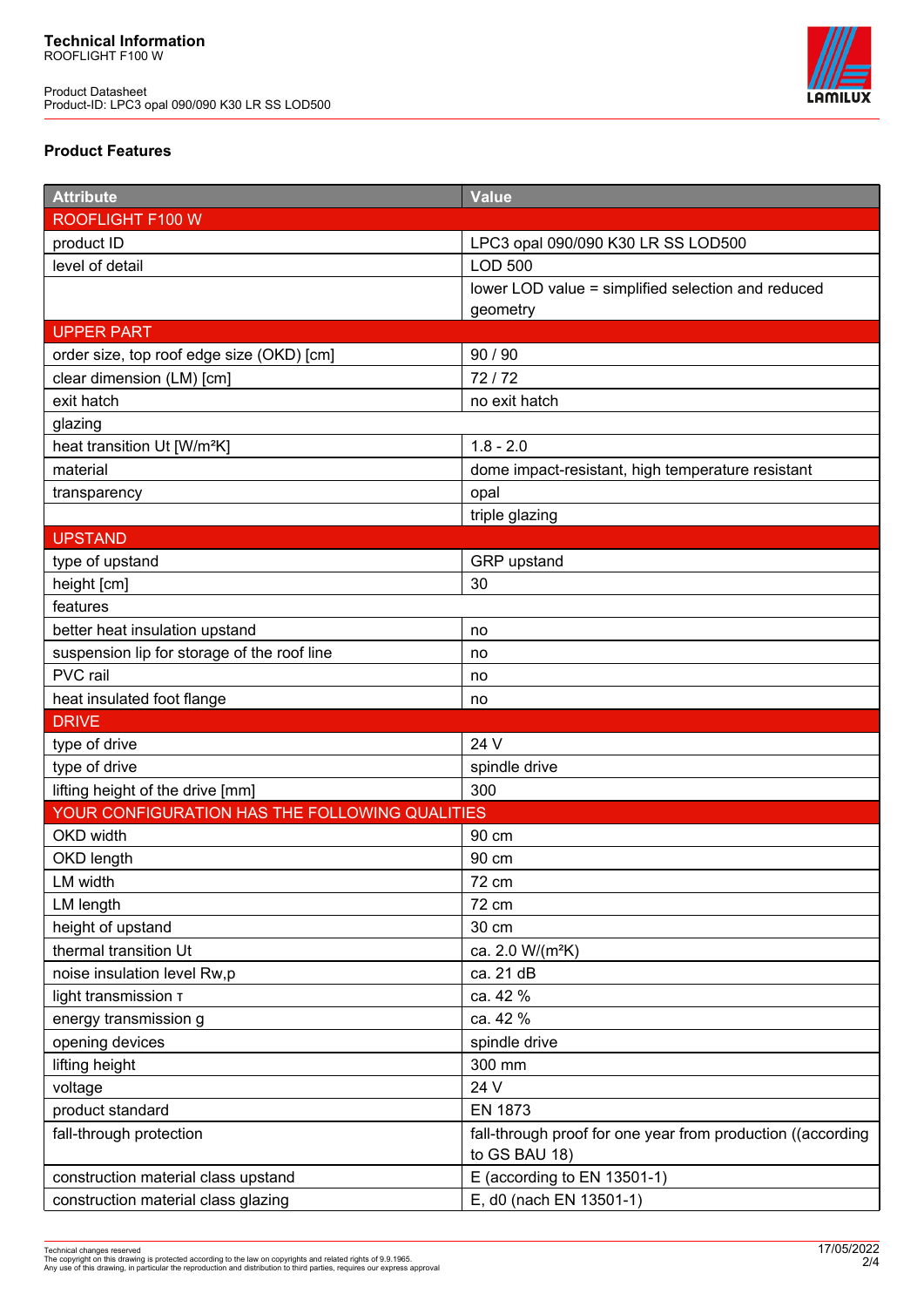# Technical Information

ROOFLIGHT F100 W

Product Datasheet
Product-ID: LPC3 opal 090/090 K30 LR SS LOD500

## Product Features

| Attribute | Value |
|---|---|
| ROOFLIGHT F100 W | |
| product ID | LPC3 opal 090/090 K30 LR SS LOD500 |
| level of detail | LOD 500 |
| | lower LOD value = simplified selection and reduced geometry |
| UPPER PART | |
| order size, top roof edge size (OKD) [cm] | 90 / 90 |
| clear dimension (LM) [cm] | 72 / 72 |
| exit hatch | no exit hatch |
| glazing | |
| heat transition Ut [W/m²K] | 1.8 - 2.0 |
| material | dome impact-resistant, high temperature resistant |
| transparency | opal |
| | triple glazing |
| UPSTAND | |
| type of upstand | GRP upstand |
| height [cm] | 30 |
| features | |
| better heat insulation upstand | no |
| suspension lip for storage of the roof line | no |
| PVC rail | no |
| heat insulated foot flange | no |
| DRIVE | |
| type of drive | 24 V |
| type of drive | spindle drive |
| lifting height of the drive [mm] | 300 |
| YOUR CONFIGURATION HAS THE FOLLOWING QUALITIES | |
| OKD width | 90 cm |
| OKD length | 90 cm |
| LM width | 72 cm |
| LM length | 72 cm |
| height of upstand | 30 cm |
| thermal transition Ut | ca. 2.0 W/(m²K) |
| noise insulation level Rw,p | ca. 21 dB |
| light transmission τ | ca. 42 % |
| energy transmission g | ca. 42 % |
| opening devices | spindle drive |
| lifting height | 300 mm |
| voltage | 24 V |
| product standard | EN 1873 |
| fall-through protection | fall-through proof for one year from production ((according to GS BAU 18) |
| construction material class upstand | E (according to EN 13501-1) |
| construction material class glazing | E, d0 (nach EN 13501-1) |

Technical changes reserved
The copyright on this drawing is protected according to the law on copyrights and related rights of 9.9.1965.
Any use of this drawing, in particular the reproduction and distribution to third parties, requires our express approval

17/05/2022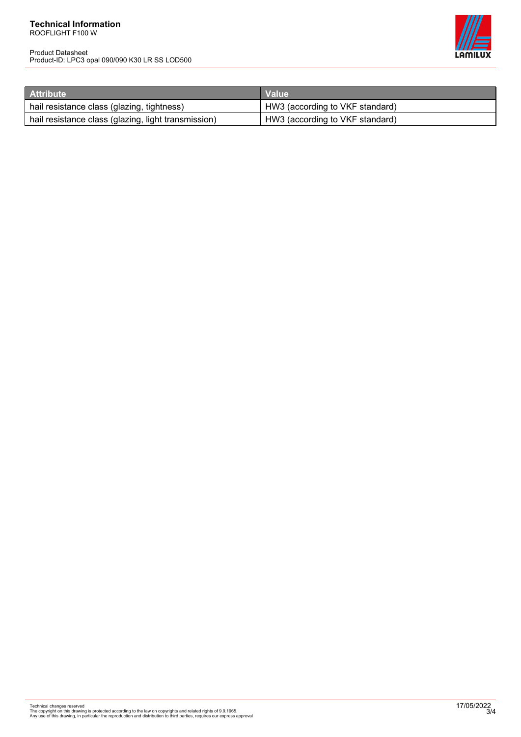| Attribute | Value |
| --- | --- |
| hail resistance class (glazing, tightness) | HW3 (according to VKF standard) |
| hail resistance class (glazing, light transmission) | HW3 (according to VKF standard) |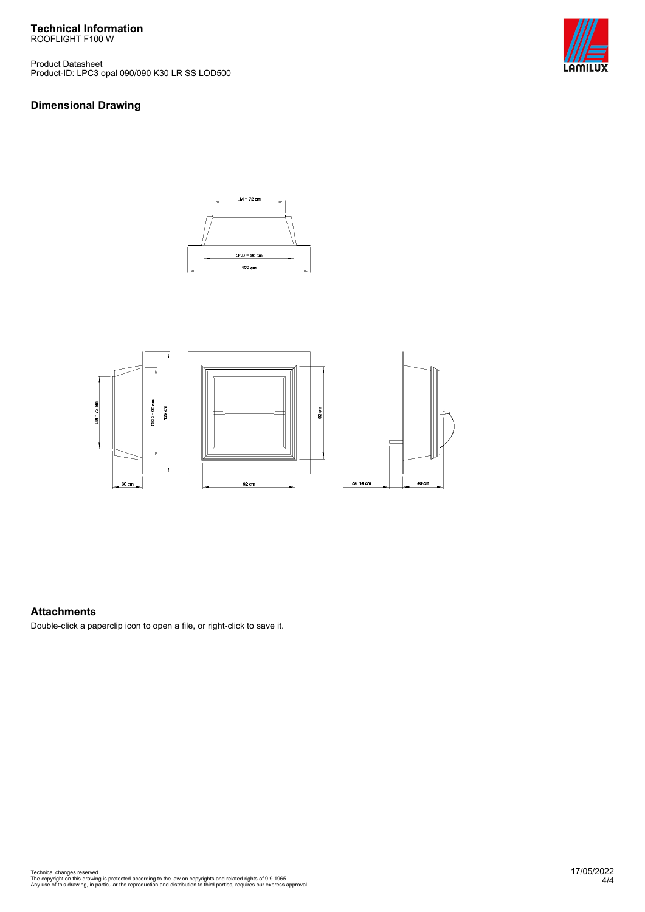## Dimensional Drawing

LM = 72 cm

OKD = 90 cm

122 cm

LM = 72 cm

OKD = 90 cm

122 cm

30 cm

92 cm

92 cm

ca. 14 cm

40 cm

## Attachments

Double-click a paperclip icon to open a file, or right-click to save it.

Technical changes reserved
The copyright on this drawing is protected according to the law on copyrights and related rights of 9.9.1965.
Any use of this drawing, in particular the reproduction and distribution to third parties, requires our express approval

17/05/2022